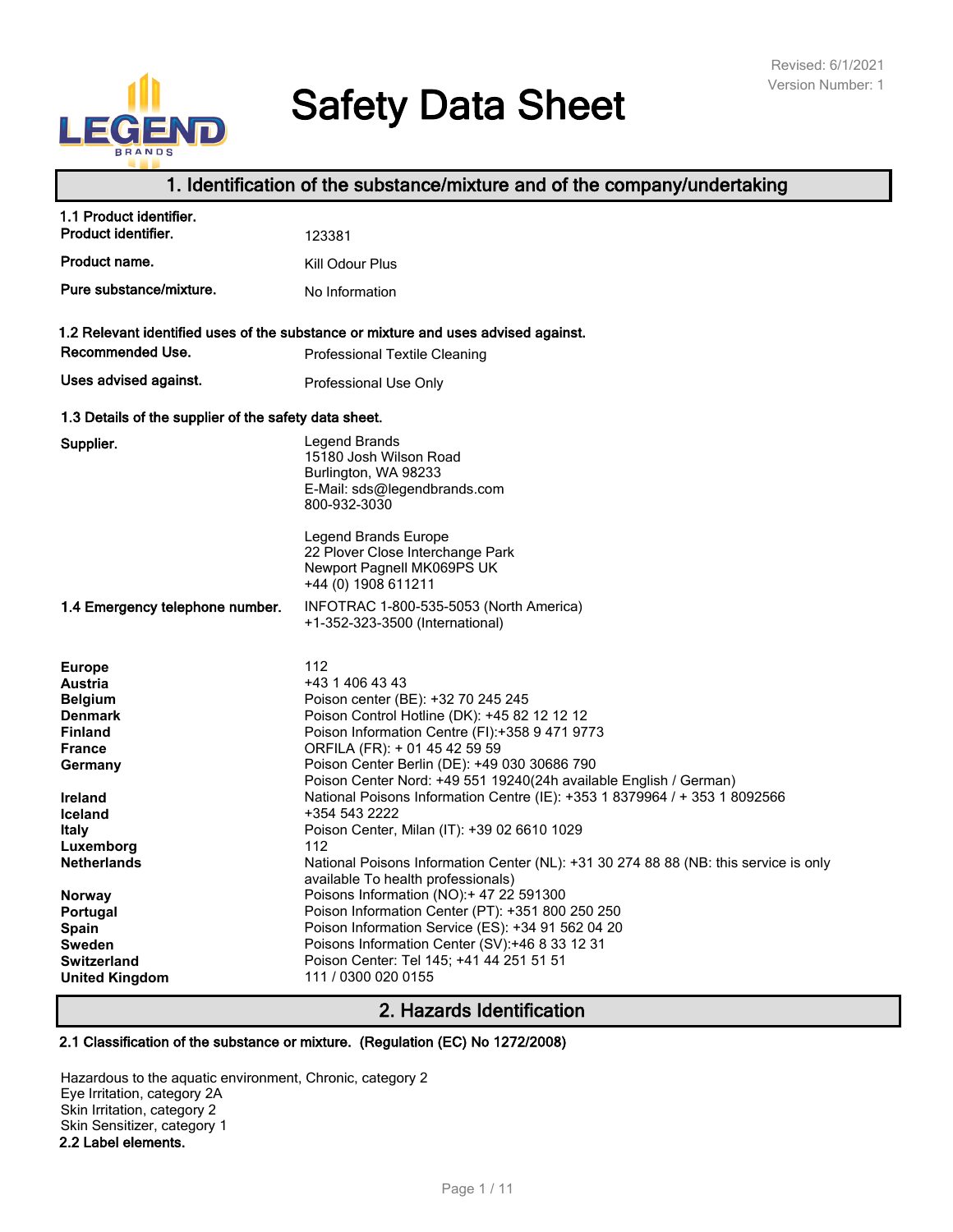Revised: 6/1/2021
Version Number: 1

# Safety Data Sheet

## 1. Identification of the substance/mixture and of the company/undertaking

**1.1 Product identifier.**

| | |
|---|---|
| **Product identifier.** | 123381 |
| **Product name.** | Kill Odour Plus |
| **Pure substance/mixture.** | No Information |

**1.2 Relevant identified uses of the substance or mixture and uses advised against.**

| | |
|---|---|
| **Recommended Use.** | Professional Textile Cleaning |
| **Uses advised against.** | Professional Use Only |

**1.3 Details of the supplier of the safety data sheet.**

**Supplier.**

Legend Brands
15180 Josh Wilson Road
Burlington, WA 98233
E-Mail: sds@legendbrands.com
800-932-3030

Legend Brands Europe
22 Plover Close Interchange Park
Newport Pagnell MK069PS UK
+44 (0) 1908 611211

**1.4 Emergency telephone number.** INFOTRAC 1-800-535-5053 (North America)
+1-352-323-3500 (International)

| | |
|---|---|
| **Europe** | 112 |
| **Austria** | +43 1 406 43 43 |
| **Belgium** | Poison center (BE): +32 70 245 245 |
| **Denmark** | Poison Control Hotline (DK): +45 82 12 12 12 |
| **Finland** | Poison Information Centre (FI):+358 9 471 9773 |
| **France** | ORFILA (FR): + 01 45 42 59 59 |
| **Germany** | Poison Center Berlin (DE): +49 030 30686 790<br>Poison Center Nord: +49 551 19240(24h available English / German) |
| **Ireland** | National Poisons Information Centre (IE): +353 1 8379964 / + 353 1 8092566 |
| **Iceland** | +354 543 2222 |
| **Italy** | Poison Center, Milan (IT): +39 02 6610 1029 |
| **Luxemborg** | 112 |
| **Netherlands** | National Poisons Information Center (NL): +31 30 274 88 88 (NB: this service is only available To health professionals) |
| **Norway** | Poisons Information (NO):+ 47 22 591300 |
| **Portugal** | Poison Information Center (PT): +351 800 250 250 |
| **Spain** | Poison Information Service (ES): +34 91 562 04 20 |
| **Sweden** | Poisons Information Center (SV):+46 8 33 12 31 |
| **Switzerland** | Poison Center: Tel 145; +41 44 251 51 51 |
| **United Kingdom** | 111 / 0300 020 0155 |

## 2. Hazards Identification

**2.1 Classification of the substance or mixture. (Regulation (EC) No 1272/2008)**

Hazardous to the aquatic environment, Chronic, category 2
Eye Irritation, category 2A
Skin Irritation, category 2
Skin Sensitizer, category 1

**2.2 Label elements.**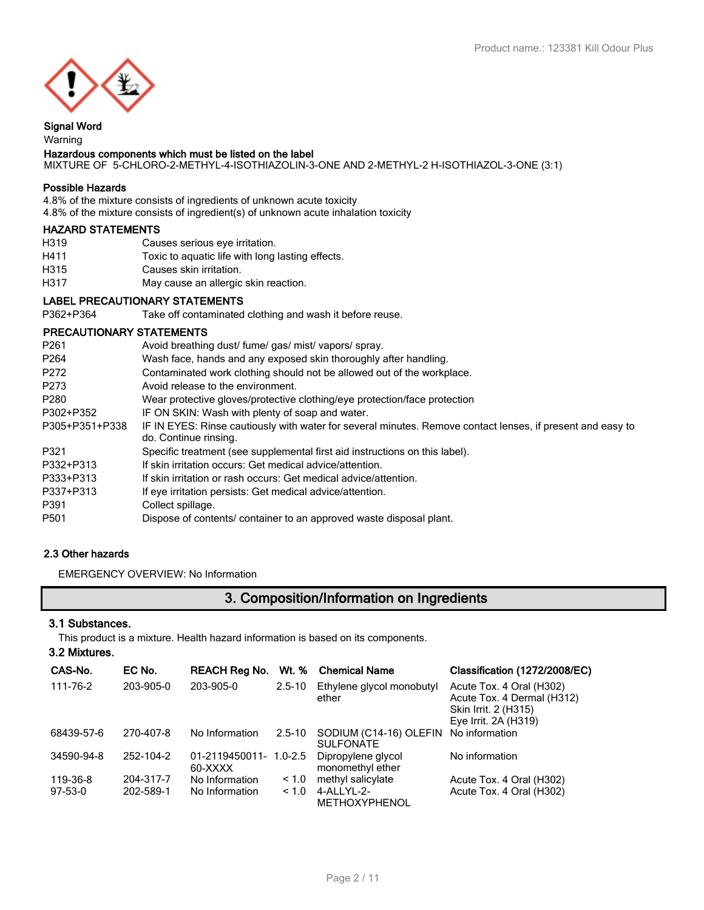**Signal Word**

Warning

**Hazardous components which must be listed on the label**

MIXTURE OF 5-CHLORO-2-METHYL-4-ISOTHIAZOLIN-3-ONE AND 2-METHYL-2 H-ISOTHIAZOL-3-ONE (3:1)

**Possible Hazards**

4.8% of the mixture consists of ingredients of unknown acute toxicity
4.8% of the mixture consists of ingredient(s) of unknown acute inhalation toxicity

**HAZARD STATEMENTS**

| | |
|---|---|
| H319 | Causes serious eye irritation. |
| H411 | Toxic to aquatic life with long lasting effects. |
| H315 | Causes skin irritation. |
| H317 | May cause an allergic skin reaction. |

**LABEL PRECAUTIONARY STATEMENTS**

| | |
|---|---|
| P362+P364 | Take off contaminated clothing and wash it before reuse. |

**PRECAUTIONARY STATEMENTS**

| | |
|---|---|
| P261 | Avoid breathing dust/ fume/ gas/ mist/ vapors/ spray. |
| P264 | Wash face, hands and any exposed skin thoroughly after handling. |
| P272 | Contaminated work clothing should not be allowed out of the workplace. |
| P273 | Avoid release to the environment. |
| P280 | Wear protective gloves/protective clothing/eye protection/face protection |
| P302+P352 | IF ON SKIN: Wash with plenty of soap and water. |
| P305+P351+P338 | IF IN EYES: Rinse cautiously with water for several minutes. Remove contact lenses, if present and easy to do. Continue rinsing. |
| P321 | Specific treatment (see supplemental first aid instructions on this label). |
| P332+P313 | If skin irritation occurs: Get medical advice/attention. |
| P333+P313 | If skin irritation or rash occurs: Get medical advice/attention. |
| P337+P313 | If eye irritation persists: Get medical advice/attention. |
| P391 | Collect spillage. |
| P501 | Dispose of contents/ container to an approved waste disposal plant. |

### 2.3 Other hazards

EMERGENCY OVERVIEW: No Information

## 3. Composition/Information on Ingredients

### 3.1 Substances.

This product is a mixture. Health hazard information is based on its components.

### 3.2 Mixtures.

| CAS-No. | EC No. | REACH Reg No. | Wt. % | Chemical Name | Classification (1272/2008/EC) |
|---|---|---|---|---|---|
| 111-76-2 | 203-905-0 | 203-905-0 | 2.5-10 | Ethylene glycol monobutyl ether | Acute Tox. 4 Oral (H302)<br>Acute Tox. 4 Dermal (H312)<br>Skin Irrit. 2 (H315)<br>Eye Irrit. 2A (H319) |
| 68439-57-6 | 270-407-8 | No Information | 2.5-10 | SODIUM (C14-16) OLEFIN SULFONATE | No information |
| 34590-94-8 | 252-104-2 | 01-2119450011-60-XXXX | 1.0-2.5 | Dipropylene glycol monomethyl ether | No information |
| 119-36-8 | 204-317-7 | No Information | < 1.0 | methyl salicylate | Acute Tox. 4 Oral (H302) |
| 97-53-0 | 202-589-1 | No Information | < 1.0 | 4-ALLYL-2-METHOXYPHENOL | Acute Tox. 4 Oral (H302) |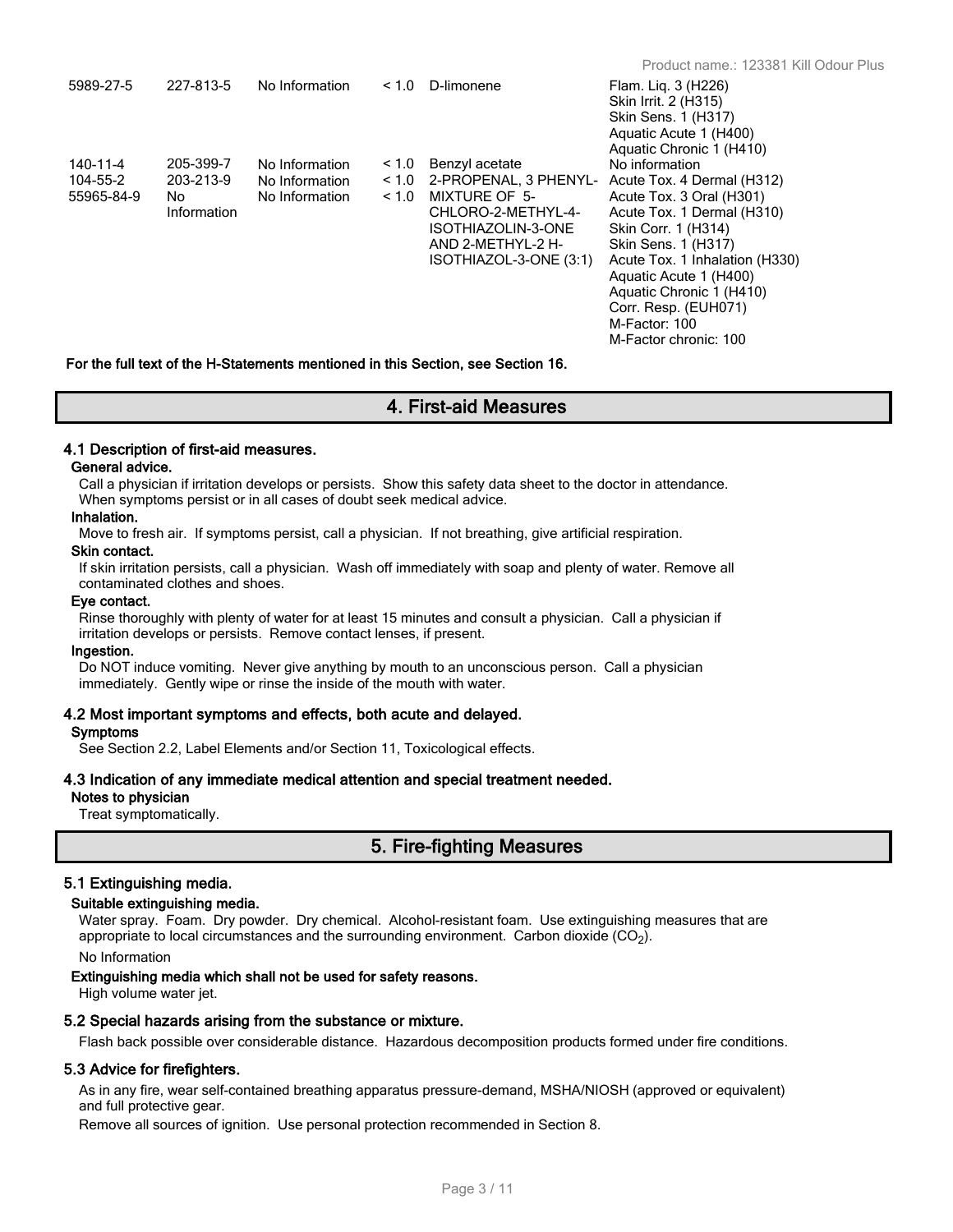| | | | | | |
|---|---|---|---|---|---|
| 5989-27-5 | 227-813-5 | No Information | < 1.0 | D-limonene | Flam. Liq. 3 (H226)<br>Skin Irrit. 2 (H315)<br>Skin Sens. 1 (H317)<br>Aquatic Acute 1 (H400)<br>Aquatic Chronic 1 (H410) |
| 140-11-4 | 205-399-7 | No Information | < 1.0 | Benzyl acetate | No information |
| 104-55-2 | 203-213-9 | No Information | < 1.0 | 2-PROPENAL, 3 PHENYL- | Acute Tox. 4 Dermal (H312) |
| 55965-84-9 | No Information | No Information | < 1.0 | MIXTURE OF 5-CHLORO-2-METHYL-4-ISOTHIAZOLIN-3-ONE AND 2-METHYL-2 H-ISOTHIAZOL-3-ONE (3:1) | Acute Tox. 3 Oral (H301)<br>Acute Tox. 1 Dermal (H310)<br>Skin Corr. 1 (H314)<br>Skin Sens. 1 (H317)<br>Acute Tox. 1 Inhalation (H330)<br>Aquatic Acute 1 (H400)<br>Aquatic Chronic 1 (H410)<br>Corr. Resp. (EUH071)<br>M-Factor: 100<br>M-Factor chronic: 100 |

**For the full text of the H-Statements mentioned in this Section, see Section 16.**

## 4. First-aid Measures

### 4.1 Description of first-aid measures.

**General advice.**

Call a physician if irritation develops or persists. Show this safety data sheet to the doctor in attendance. When symptoms persist or in all cases of doubt seek medical advice.

**Inhalation.**

Move to fresh air. If symptoms persist, call a physician. If not breathing, give artificial respiration.

**Skin contact.**

If skin irritation persists, call a physician. Wash off immediately with soap and plenty of water. Remove all contaminated clothes and shoes.

**Eye contact.**

Rinse thoroughly with plenty of water for at least 15 minutes and consult a physician. Call a physician if irritation develops or persists. Remove contact lenses, if present.

**Ingestion.**

Do NOT induce vomiting. Never give anything by mouth to an unconscious person. Call a physician immediately. Gently wipe or rinse the inside of the mouth with water.

### 4.2 Most important symptoms and effects, both acute and delayed.

**Symptoms**

See Section 2.2, Label Elements and/or Section 11, Toxicological effects.

### 4.3 Indication of any immediate medical attention and special treatment needed.

**Notes to physician**

Treat symptomatically.

## 5. Fire-fighting Measures

### 5.1 Extinguishing media.

**Suitable extinguishing media.**

Water spray. Foam. Dry powder. Dry chemical. Alcohol-resistant foam. Use extinguishing measures that are appropriate to local circumstances and the surrounding environment. Carbon dioxide ($CO_2$).

No Information

**Extinguishing media which shall not be used for safety reasons.**

High volume water jet.

### 5.2 Special hazards arising from the substance or mixture.

Flash back possible over considerable distance. Hazardous decomposition products formed under fire conditions.

### 5.3 Advice for firefighters.

As in any fire, wear self-contained breathing apparatus pressure-demand, MSHA/NIOSH (approved or equivalent) and full protective gear.

Remove all sources of ignition. Use personal protection recommended in Section 8.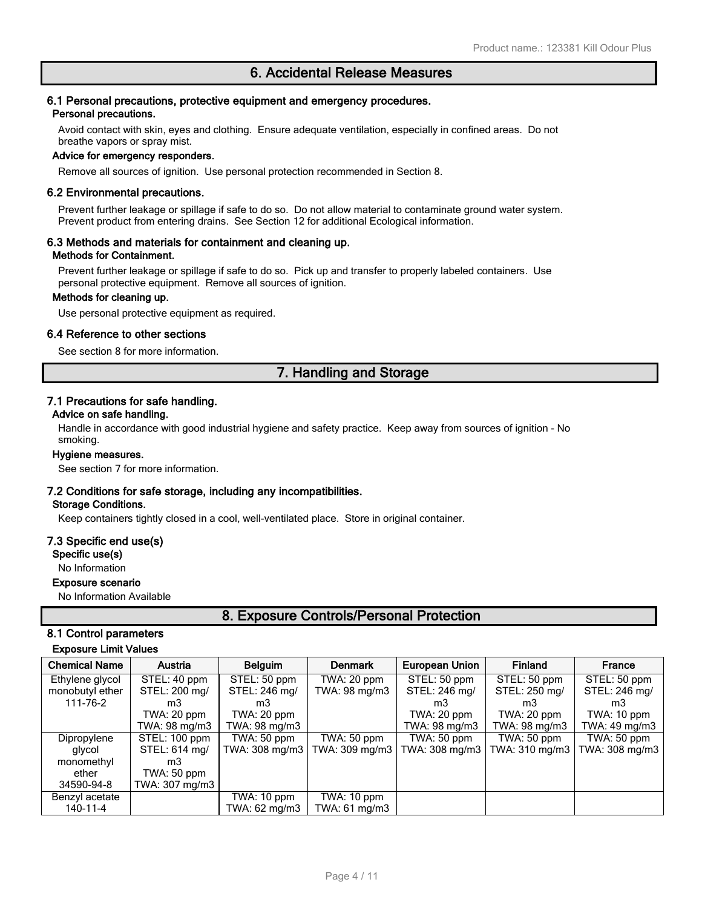## 6. Accidental Release Measures

### 6.1 Personal precautions, protective equipment and emergency procedures.

**Personal precautions.**

Avoid contact with skin, eyes and clothing. Ensure adequate ventilation, especially in confined areas. Do not breathe vapors or spray mist.

**Advice for emergency responders.**

Remove all sources of ignition. Use personal protection recommended in Section 8.

### 6.2 Environmental precautions.

Prevent further leakage or spillage if safe to do so. Do not allow material to contaminate ground water system. Prevent product from entering drains. See Section 12 for additional Ecological information.

### 6.3 Methods and materials for containment and cleaning up.

**Methods for Containment.**

Prevent further leakage or spillage if safe to do so. Pick up and transfer to properly labeled containers. Use personal protective equipment. Remove all sources of ignition.

**Methods for cleaning up.**

Use personal protective equipment as required.

### 6.4 Reference to other sections

See section 8 for more information.

## 7. Handling and Storage

### 7.1 Precautions for safe handling.

**Advice on safe handling.**

Handle in accordance with good industrial hygiene and safety practice. Keep away from sources of ignition - No smoking.

**Hygiene measures.**

See section 7 for more information.

### 7.2 Conditions for safe storage, including any incompatibilities.

**Storage Conditions.**

Keep containers tightly closed in a cool, well-ventilated place. Store in original container.

### 7.3 Specific end use(s)

**Specific use(s)**

No Information

**Exposure scenario**

No Information Available

## 8. Exposure Controls/Personal Protection

### 8.1 Control parameters

**Exposure Limit Values**

| Chemical Name | Austria | Belguim | Denmark | European Union | Finland | France |
|---|---|---|---|---|---|---|
| Ethylene glycol monobutyl ether 111-76-2 | STEL: 40 ppm STEL: 200 mg/m3 TWA: 20 ppm TWA: 98 mg/m3 | STEL: 50 ppm STEL: 246 mg/m3 TWA: 20 ppm TWA: 98 mg/m3 | TWA: 20 ppm TWA: 98 mg/m3 | STEL: 50 ppm STEL: 246 mg/m3 TWA: 20 ppm TWA: 98 mg/m3 | STEL: 50 ppm STEL: 250 mg/m3 TWA: 20 ppm TWA: 98 mg/m3 | STEL: 50 ppm STEL: 246 mg/m3 TWA: 10 ppm TWA: 49 mg/m3 |
| Dipropylene glycol monomethyl ether 34590-94-8 | STEL: 100 ppm STEL: 614 mg/m3 TWA: 50 ppm TWA: 307 mg/m3 | TWA: 50 ppm TWA: 308 mg/m3 | TWA: 50 ppm TWA: 309 mg/m3 | TWA: 50 ppm TWA: 308 mg/m3 | TWA: 50 ppm TWA: 310 mg/m3 | TWA: 50 ppm TWA: 308 mg/m3 |
| Benzyl acetate 140-11-4 | | TWA: 10 ppm TWA: 62 mg/m3 | TWA: 10 ppm TWA: 61 mg/m3 | | | |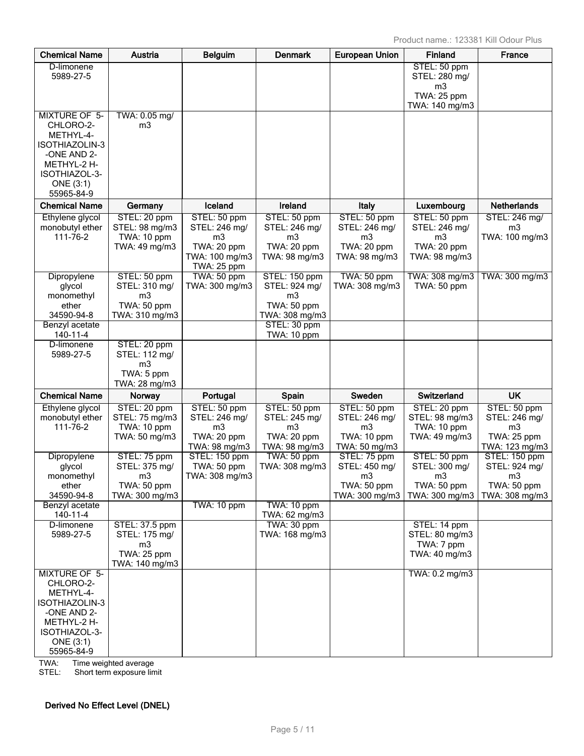| Chemical Name | Austria | Belguim | Denmark | European Union | Finland | France |
|---|---|---|---|---|---|---|
| D-limonene 5989-27-5 | | | | | STEL: 50 ppm STEL: 280 mg/m3 TWA: 25 ppm TWA: 140 mg/m3 | |
| MIXTURE OF 5-CHLORO-2-METHYL-4-ISOTHIAZOLIN-3-ONE AND 2-METHYL-2 H-ISOTHIAZOL-3-ONE (3:1) 55965-84-9 | TWA: 0.05 mg/m3 | | | | | |

| Chemical Name | Germany | Iceland | Ireland | Italy | Luxembourg | Netherlands |
|---|---|---|---|---|---|---|
| Ethylene glycol monobutyl ether 111-76-2 | STEL: 20 ppm STEL: 98 mg/m3 TWA: 10 ppm TWA: 49 mg/m3 | STEL: 50 ppm STEL: 246 mg/m3 TWA: 20 ppm TWA: 100 mg/m3 TWA: 25 ppm | STEL: 50 ppm STEL: 246 mg/m3 TWA: 20 ppm TWA: 98 mg/m3 | STEL: 50 ppm STEL: 246 mg/m3 TWA: 20 ppm TWA: 98 mg/m3 | STEL: 50 ppm STEL: 246 mg/m3 TWA: 20 ppm TWA: 98 mg/m3 | STEL: 246 mg/m3 TWA: 100 mg/m3 |
| Dipropylene glycol monomethyl ether 34590-94-8 | STEL: 50 ppm STEL: 310 mg/m3 TWA: 50 ppm TWA: 310 mg/m3 | TWA: 50 ppm TWA: 300 mg/m3 | STEL: 150 ppm STEL: 924 mg/m3 TWA: 50 ppm TWA: 308 mg/m3 | TWA: 50 ppm TWA: 308 mg/m3 | TWA: 308 mg/m3 TWA: 50 ppm | TWA: 300 mg/m3 |
| Benzyl acetate 140-11-4 | | | STEL: 30 ppm TWA: 10 ppm | | | |
| D-limonene 5989-27-5 | STEL: 20 ppm STEL: 112 mg/m3 TWA: 5 ppm TWA: 28 mg/m3 | | | | | |

| Chemical Name | Norway | Portugal | Spain | Sweden | Switzerland | UK |
|---|---|---|---|---|---|---|
| Ethylene glycol monobutyl ether 111-76-2 | STEL: 20 ppm STEL: 75 mg/m3 TWA: 10 ppm TWA: 50 mg/m3 | STEL: 50 ppm STEL: 246 mg/m3 TWA: 20 ppm TWA: 98 mg/m3 | STEL: 50 ppm STEL: 245 mg/m3 TWA: 20 ppm TWA: 98 mg/m3 | STEL: 50 ppm STEL: 246 mg/m3 TWA: 10 ppm TWA: 50 mg/m3 | STEL: 20 ppm STEL: 98 mg/m3 TWA: 10 ppm TWA: 49 mg/m3 | STEL: 50 ppm STEL: 246 mg/m3 TWA: 25 ppm TWA: 123 mg/m3 |
| Dipropylene glycol monomethyl ether 34590-94-8 | STEL: 75 ppm STEL: 375 mg/m3 TWA: 50 ppm TWA: 300 mg/m3 | STEL: 150 ppm TWA: 50 ppm TWA: 308 mg/m3 | TWA: 50 ppm TWA: 308 mg/m3 | STEL: 75 ppm STEL: 450 mg/m3 TWA: 50 ppm TWA: 300 mg/m3 | STEL: 50 ppm STEL: 300 mg/m3 TWA: 50 ppm TWA: 300 mg/m3 | STEL: 150 ppm STEL: 924 mg/m3 TWA: 50 ppm TWA: 308 mg/m3 |
| Benzyl acetate 140-11-4 | | TWA: 10 ppm | TWA: 10 ppm TWA: 62 mg/m3 | | | |
| D-limonene 5989-27-5 | STEL: 37.5 ppm STEL: 175 mg/m3 TWA: 25 ppm TWA: 140 mg/m3 | | TWA: 30 ppm TWA: 168 mg/m3 | | STEL: 14 ppm STEL: 80 mg/m3 TWA: 7 ppm TWA: 40 mg/m3 | |
| MIXTURE OF 5-CHLORO-2-METHYL-4-ISOTHIAZOLIN-3-ONE AND 2-METHYL-2 H-ISOTHIAZOL-3-ONE (3:1) 55965-84-9 | | | | | TWA: 0.2 mg/m3 | |

TWA: Time weighted average
STEL: Short term exposure limit

**Derived No Effect Level (DNEL)**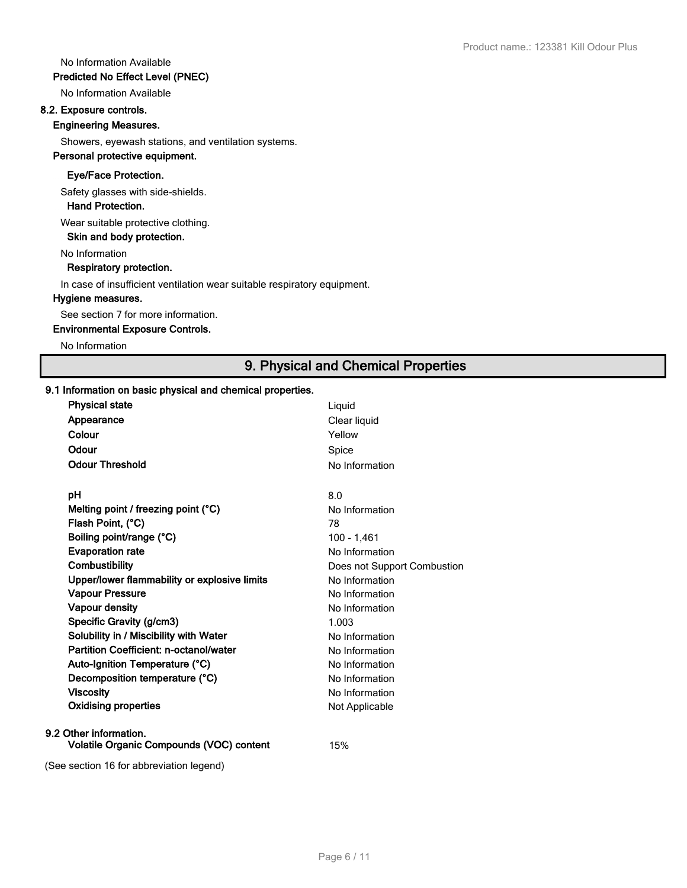No Information Available

**Predicted No Effect Level (PNEC)**

No Information Available

**8.2. Exposure controls.**

**Engineering Measures.**

Showers, eyewash stations, and ventilation systems.

**Personal protective equipment.**

**Eye/Face Protection.**

Safety glasses with side-shields.

**Hand Protection.**

Wear suitable protective clothing.

**Skin and body protection.**

No Information

**Respiratory protection.**

In case of insufficient ventilation wear suitable respiratory equipment.

**Hygiene measures.**

See section 7 for more information.

**Environmental Exposure Controls.**

No Information

## 9. Physical and Chemical Properties

**9.1 Information on basic physical and chemical properties.**

| Property | Value |
|---|---|
| **Physical state** | Liquid |
| **Appearance** | Clear liquid |
| **Colour** | Yellow |
| **Odour** | Spice |
| **Odour Threshold** | No Information |
| **pH** | 8.0 |
| **Melting point / freezing point (°C)** | No Information |
| **Flash Point, (°C)** | 78 |
| **Boiling point/range (°C)** | 100 - 1,461 |
| **Evaporation rate** | No Information |
| **Combustibility** | Does not Support Combustion |
| **Upper/lower flammability or explosive limits** | No Information |
| **Vapour Pressure** | No Information |
| **Vapour density** | No Information |
| **Specific Gravity (g/cm3)** | 1.003 |
| **Solubility in / Miscibility with Water** | No Information |
| **Partition Coefficient: n-octanol/water** | No Information |
| **Auto-Ignition Temperature (°C)** | No Information |
| **Decomposition temperature (°C)** | No Information |
| **Viscosity** | No Information |
| **Oxidising properties** | Not Applicable |

**9.2 Other information.**

| Property | Value |
|---|---|
| **Volatile Organic Compounds (VOC) content** | 15% |

(See section 16 for abbreviation legend)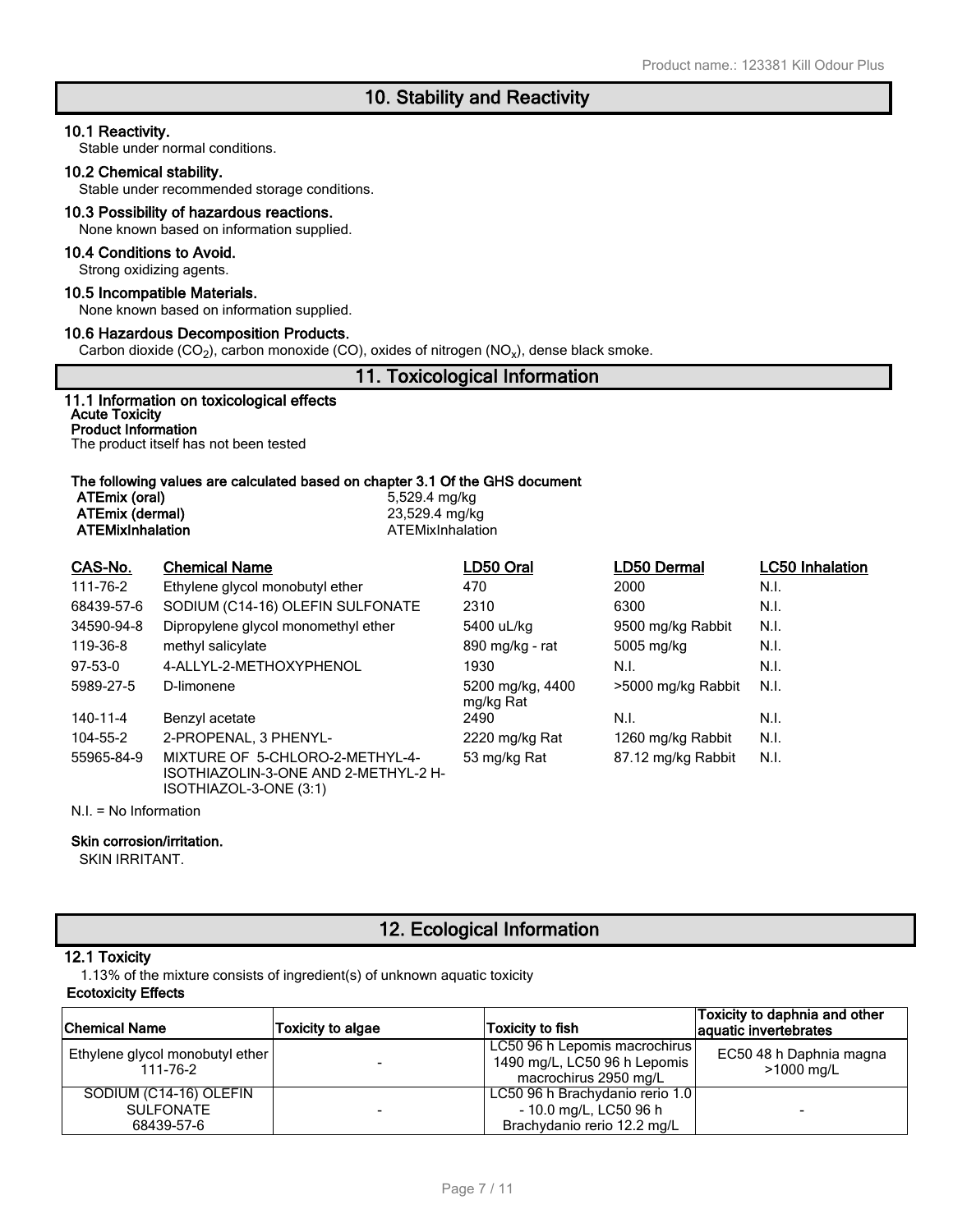# 10. Stability and Reactivity

### 10.1 Reactivity.

Stable under normal conditions.

### 10.2 Chemical stability.

Stable under recommended storage conditions.

### 10.3 Possibility of hazardous reactions.

None known based on information supplied.

### 10.4 Conditions to Avoid.

Strong oxidizing agents.

### 10.5 Incompatible Materials.

None known based on information supplied.

### 10.6 Hazardous Decomposition Products.

Carbon dioxide ($CO_2$), carbon monoxide (CO), oxides of nitrogen ($NO_x$), dense black smoke.

# 11. Toxicological Information

### 11.1 Information on toxicological effects

**Acute Toxicity**

**Product Information**

The product itself has not been tested

**The following values are calculated based on chapter 3.1 Of the GHS document**

| | |
|---|---|
| **ATEmix (oral)** | 5,529.4 mg/kg |
| **ATEmix (dermal)** | 23,529.4 mg/kg |
| **ATEMixInhalation** | ATEMixInhalation |

| CAS-No. | Chemical Name | LD50 Oral | LD50 Dermal | LC50 Inhalation |
|---|---|---|---|---|
| 111-76-2 | Ethylene glycol monobutyl ether | 470 | 2000 | N.I. |
| 68439-57-6 | SODIUM (C14-16) OLEFIN SULFONATE | 2310 | 6300 | N.I. |
| 34590-94-8 | Dipropylene glycol monomethyl ether | 5400 uL/kg | 9500 mg/kg Rabbit | N.I. |
| 119-36-8 | methyl salicylate | 890 mg/kg - rat | 5005 mg/kg | N.I. |
| 97-53-0 | 4-ALLYL-2-METHOXYPHENOL | 1930 | N.I. | N.I. |
| 5989-27-5 | D-limonene | 5200 mg/kg, 4400 mg/kg Rat | >5000 mg/kg Rabbit | N.I. |
| 140-11-4 | Benzyl acetate | 2490 | N.I. | N.I. |
| 104-55-2 | 2-PROPENAL, 3 PHENYL- | 2220 mg/kg Rat | 1260 mg/kg Rabbit | N.I. |
| 55965-84-9 | MIXTURE OF 5-CHLORO-2-METHYL-4-ISOTHIAZOLIN-3-ONE AND 2-METHYL-2 H-ISOTHIAZOL-3-ONE (3:1) | 53 mg/kg Rat | 87.12 mg/kg Rabbit | N.I. |

N.I. = No Information

**Skin corrosion/irritation.**

SKIN IRRITANT.

# 12. Ecological Information

### 12.1 Toxicity

1.13% of the mixture consists of ingredient(s) of unknown aquatic toxicity

**Ecotoxicity Effects**

| Chemical Name | Toxicity to algae | Toxicity to fish | Toxicity to daphnia and other aquatic invertebrates |
|---|---|---|---|
| Ethylene glycol monobutyl ether 111-76-2 | - | LC50 96 h Lepomis macrochirus 1490 mg/L, LC50 96 h Lepomis macrochirus 2950 mg/L | EC50 48 h Daphnia magna >1000 mg/L |
| SODIUM (C14-16) OLEFIN SULFONATE 68439-57-6 | - | LC50 96 h Brachydanio rerio 1.0 - 10.0 mg/L, LC50 96 h Brachydanio rerio 12.2 mg/L | - |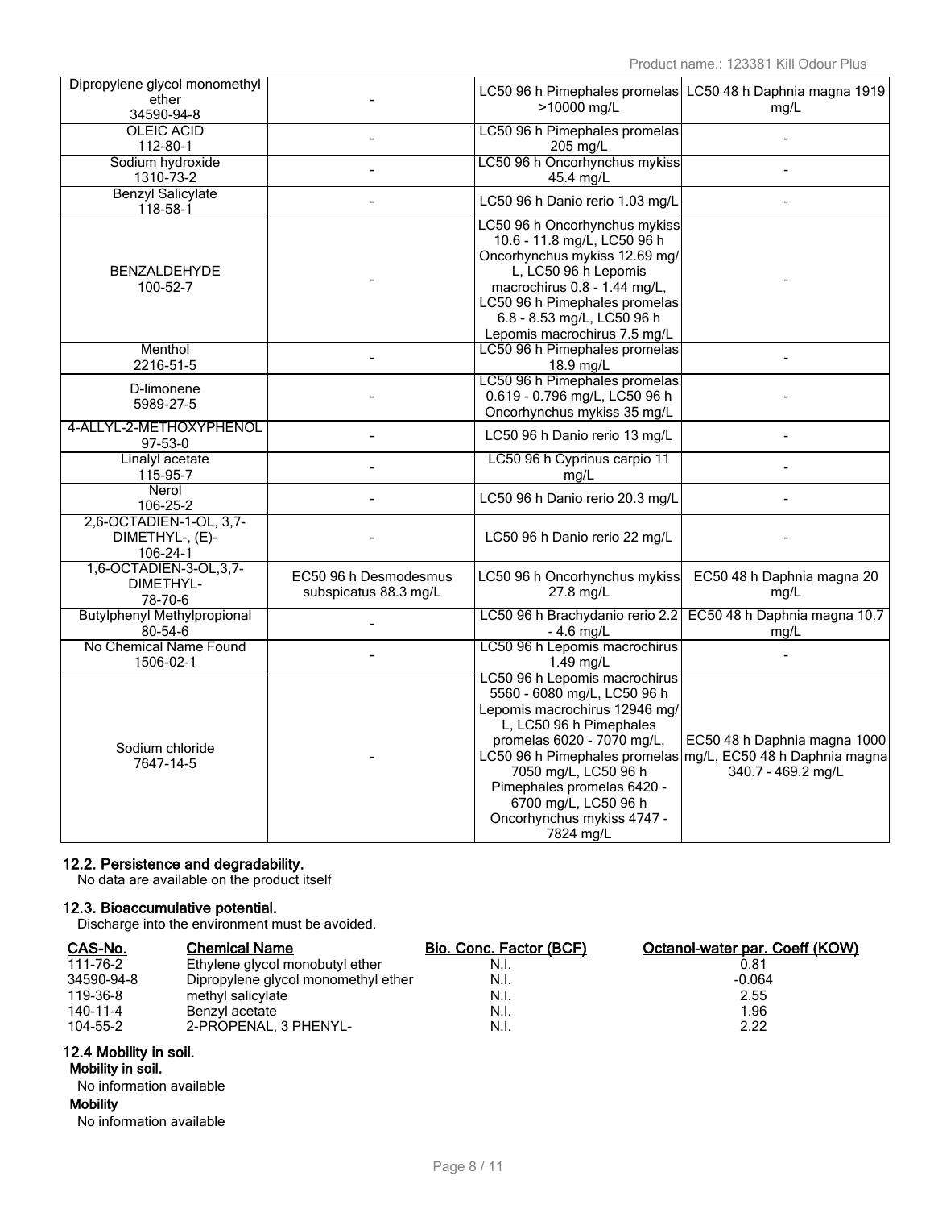| Dipropylene glycol monomethyl ether 34590-94-8 | - | LC50 96 h Pimephales promelas >10000 mg/L | LC50 48 h Daphnia magna 1919 mg/L |
|---|---|---|---|
| OLEIC ACID 112-80-1 | - | LC50 96 h Pimephales promelas 205 mg/L | - |
| Sodium hydroxide 1310-73-2 | - | LC50 96 h Oncorhynchus mykiss 45.4 mg/L | - |
| Benzyl Salicylate 118-58-1 | - | LC50 96 h Danio rerio 1.03 mg/L | - |
| BENZALDEHYDE 100-52-7 | - | LC50 96 h Oncorhynchus mykiss 10.6 - 11.8 mg/L, LC50 96 h Oncorhynchus mykiss 12.69 mg/L, LC50 96 h Lepomis macrochirus 0.8 - 1.44 mg/L, LC50 96 h Pimephales promelas 6.8 - 8.53 mg/L, LC50 96 h Lepomis macrochirus 7.5 mg/L | - |
| Menthol 2216-51-5 | - | LC50 96 h Pimephales promelas 18.9 mg/L | - |
| D-limonene 5989-27-5 | - | LC50 96 h Pimephales promelas 0.619 - 0.796 mg/L, LC50 96 h Oncorhynchus mykiss 35 mg/L | - |
| 4-ALLYL-2-METHOXYPHENOL 97-53-0 | - | LC50 96 h Danio rerio 13 mg/L | - |
| Linalyl acetate 115-95-7 | - | LC50 96 h Cyprinus carpio 11 mg/L | - |
| Nerol 106-25-2 | - | LC50 96 h Danio rerio 20.3 mg/L | - |
| 2,6-OCTADIEN-1-OL, 3,7-DIMETHYL-, (E)- 106-24-1 | - | LC50 96 h Danio rerio 22 mg/L | - |
| 1,6-OCTADIEN-3-OL,3,7-DIMETHYL- 78-70-6 | EC50 96 h Desmodesmus subspicatus 88.3 mg/L | LC50 96 h Oncorhynchus mykiss 27.8 mg/L | EC50 48 h Daphnia magna 20 mg/L |
| Butylphenyl Methylpropional 80-54-6 | - | LC50 96 h Brachydanio rerio 2.2 - 4.6 mg/L | EC50 48 h Daphnia magna 10.7 mg/L |
| No Chemical Name Found 1506-02-1 | - | LC50 96 h Lepomis macrochirus 1.49 mg/L | - |
| Sodium chloride 7647-14-5 | - | LC50 96 h Lepomis macrochirus 5560 - 6080 mg/L, LC50 96 h Lepomis macrochirus 12946 mg/L, LC50 96 h Pimephales promelas 6020 - 7070 mg/L, LC50 96 h Pimephales promelas 7050 mg/L, LC50 96 h Pimephales promelas 6420 - 6700 mg/L, LC50 96 h Oncorhynchus mykiss 4747 - 7824 mg/L | EC50 48 h Daphnia magna 1000 mg/L, EC50 48 h Daphnia magna 340.7 - 469.2 mg/L |

### 12.2. Persistence and degradability.

No data are available on the product itself

### 12.3. Bioaccumulative potential.

Discharge into the environment must be avoided.

| CAS-No. | Chemical Name | Bio. Conc. Factor (BCF) | Octanol-water par. Coeff (KOW) |
|---|---|---|---|
| 111-76-2 | Ethylene glycol monobutyl ether | N.I. | 0.81 |
| 34590-94-8 | Dipropylene glycol monomethyl ether | N.I. | -0.064 |
| 119-36-8 | methyl salicylate | N.I. | 2.55 |
| 140-11-4 | Benzyl acetate | N.I. | 1.96 |
| 104-55-2 | 2-PROPENAL, 3 PHENYL- | N.I. | 2.22 |

### 12.4 Mobility in soil.

**Mobility in soil.**

No information available

**Mobility**

No information available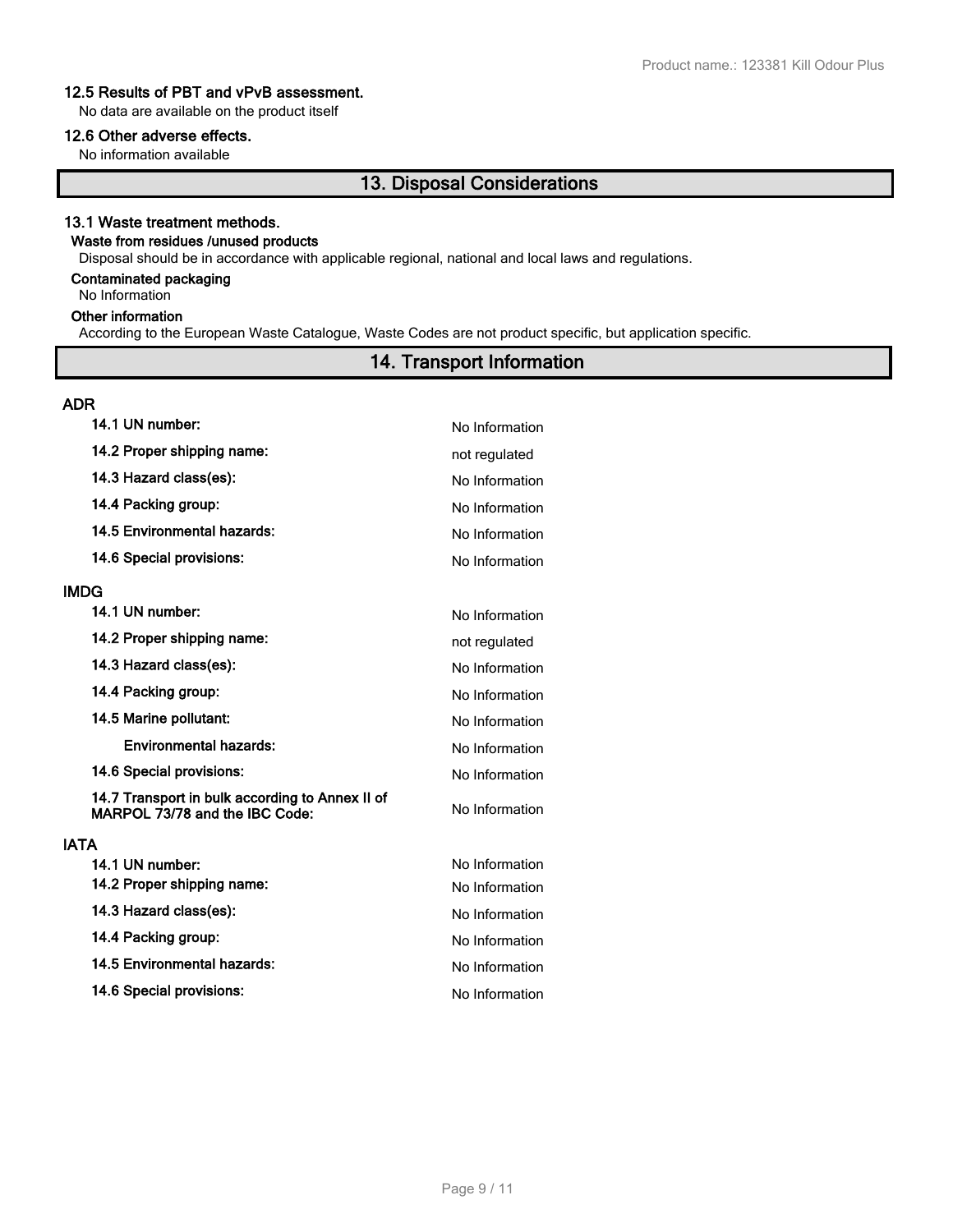### 12.5 Results of PBT and vPvB assessment.

No data are available on the product itself

### 12.6 Other adverse effects.

No information available

## 13. Disposal Considerations

### 13.1 Waste treatment methods.

**Waste from residues /unused products**

Disposal should be in accordance with applicable regional, national and local laws and regulations.

**Contaminated packaging**

No Information

**Other information**

According to the European Waste Catalogue, Waste Codes are not product specific, but application specific.

## 14. Transport Information

### ADR

| | |
|---|---|
| **14.1 UN number:** | No Information |
| **14.2 Proper shipping name:** | not regulated |
| **14.3 Hazard class(es):** | No Information |
| **14.4 Packing group:** | No Information |
| **14.5 Environmental hazards:** | No Information |
| **14.6 Special provisions:** | No Information |

### IMDG

| | |
|---|---|
| **14.1 UN number:** | No Information |
| **14.2 Proper shipping name:** | not regulated |
| **14.3 Hazard class(es):** | No Information |
| **14.4 Packing group:** | No Information |
| **14.5 Marine pollutant:** | No Information |
| **Environmental hazards:** | No Information |
| **14.6 Special provisions:** | No Information |
| **14.7 Transport in bulk according to Annex II of MARPOL 73/78 and the IBC Code:** | No Information |

### IATA

| | |
|---|---|
| **14.1 UN number:** | No Information |
| **14.2 Proper shipping name:** | No Information |
| **14.3 Hazard class(es):** | No Information |
| **14.4 Packing group:** | No Information |
| **14.5 Environmental hazards:** | No Information |
| **14.6 Special provisions:** | No Information |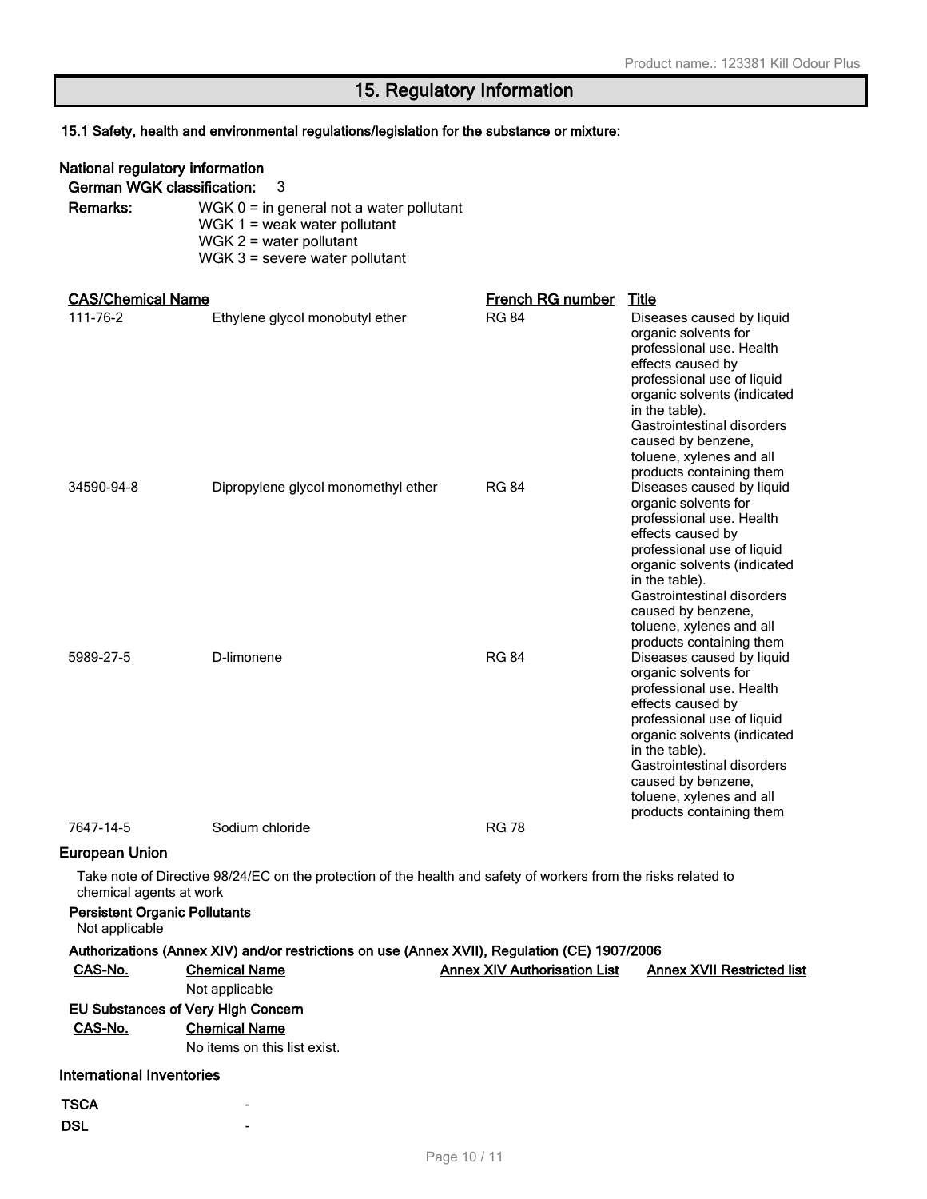# 15. Regulatory Information

**15.1 Safety, health and environmental regulations/legislation for the substance or mixture:**

**National regulatory information**

**German WGK classification:** 3

**Remarks:**
WGK 0 = in general not a water pollutant
WGK 1 = weak water pollutant
WGK 2 = water pollutant
WGK 3 = severe water pollutant

| CAS/Chemical Name | | French RG number | Title |
|---|---|---|---|
| 111-76-2 | Ethylene glycol monobutyl ether | RG 84 | Diseases caused by liquid organic solvents for professional use. Health effects caused by professional use of liquid organic solvents (indicated in the table). Gastrointestinal disorders caused by benzene, toluene, xylenes and all products containing them |
| 34590-94-8 | Dipropylene glycol monomethyl ether | RG 84 | Diseases caused by liquid organic solvents for professional use. Health effects caused by professional use of liquid organic solvents (indicated in the table). Gastrointestinal disorders caused by benzene, toluene, xylenes and all products containing them |
| 5989-27-5 | D-limonene | RG 84 | Diseases caused by liquid organic solvents for professional use. Health effects caused by professional use of liquid organic solvents (indicated in the table). Gastrointestinal disorders caused by benzene, toluene, xylenes and all products containing them |
| 7647-14-5 | Sodium chloride | RG 78 | |

**European Union**

Take note of Directive 98/24/EC on the protection of the health and safety of workers from the risks related to chemical agents at work

**Persistent Organic Pollutants**

Not applicable

**Authorizations (Annex XIV) and/or restrictions on use (Annex XVII), Regulation (CE) 1907/2006**

| CAS-No. | Chemical Name | Annex XIV Authorisation List | Annex XVII Restricted list |
|---|---|---|---|
| | Not applicable | | |

**EU Substances of Very High Concern**

| CAS-No. | Chemical Name |
|---|---|
| | No items on this list exist. |

**International Inventories**

| | |
|---|---|
| **TSCA** | - |
| **DSL** | - |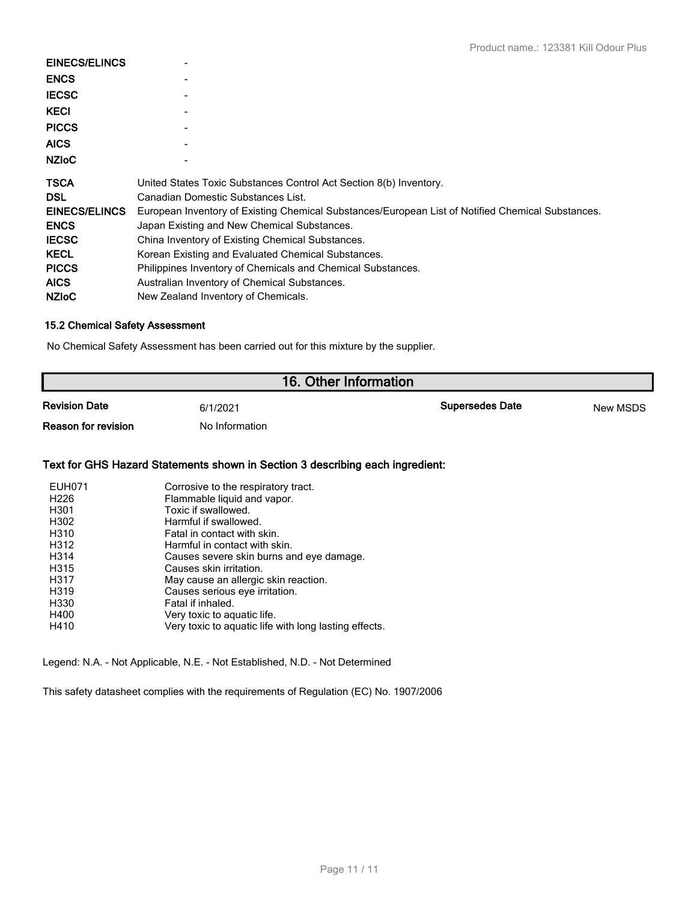| | |
|---|---|
| **EINECS/ELINCS** | - |
| **ENCS** | - |
| **IECSC** | - |
| **KECI** | - |
| **PICCS** | - |
| **AICS** | - |
| **NZIoC** | - |

| | |
|---|---|
| **TSCA** | United States Toxic Substances Control Act Section 8(b) Inventory. |
| **DSL** | Canadian Domestic Substances List. |
| **EINECS/ELINCS** | European Inventory of Existing Chemical Substances/European List of Notified Chemical Substances. |
| **ENCS** | Japan Existing and New Chemical Substances. |
| **IECSC** | China Inventory of Existing Chemical Substances. |
| **KECL** | Korean Existing and Evaluated Chemical Substances. |
| **PICCS** | Philippines Inventory of Chemicals and Chemical Substances. |
| **AICS** | Australian Inventory of Chemical Substances. |
| **NZIoC** | New Zealand Inventory of Chemicals. |

### 15.2 Chemical Safety Assessment

No Chemical Safety Assessment has been carried out for this mixture by the supplier.

## 16. Other Information

| | | | |
|---|---|---|---|
| **Revision Date** | 6/1/2021 | **Supersedes Date** | New MSDS |
| **Reason for revision** | No Information | | |

### Text for GHS Hazard Statements shown in Section 3 describing each ingredient:

| | |
|---|---|
| EUH071 | Corrosive to the respiratory tract. |
| H226 | Flammable liquid and vapor. |
| H301 | Toxic if swallowed. |
| H302 | Harmful if swallowed. |
| H310 | Fatal in contact with skin. |
| H312 | Harmful in contact with skin. |
| H314 | Causes severe skin burns and eye damage. |
| H315 | Causes skin irritation. |
| H317 | May cause an allergic skin reaction. |
| H319 | Causes serious eye irritation. |
| H330 | Fatal if inhaled. |
| H400 | Very toxic to aquatic life. |
| H410 | Very toxic to aquatic life with long lasting effects. |

Legend: N.A. - Not Applicable, N.E. - Not Established, N.D. - Not Determined

This safety datasheet complies with the requirements of Regulation (EC) No. 1907/2006